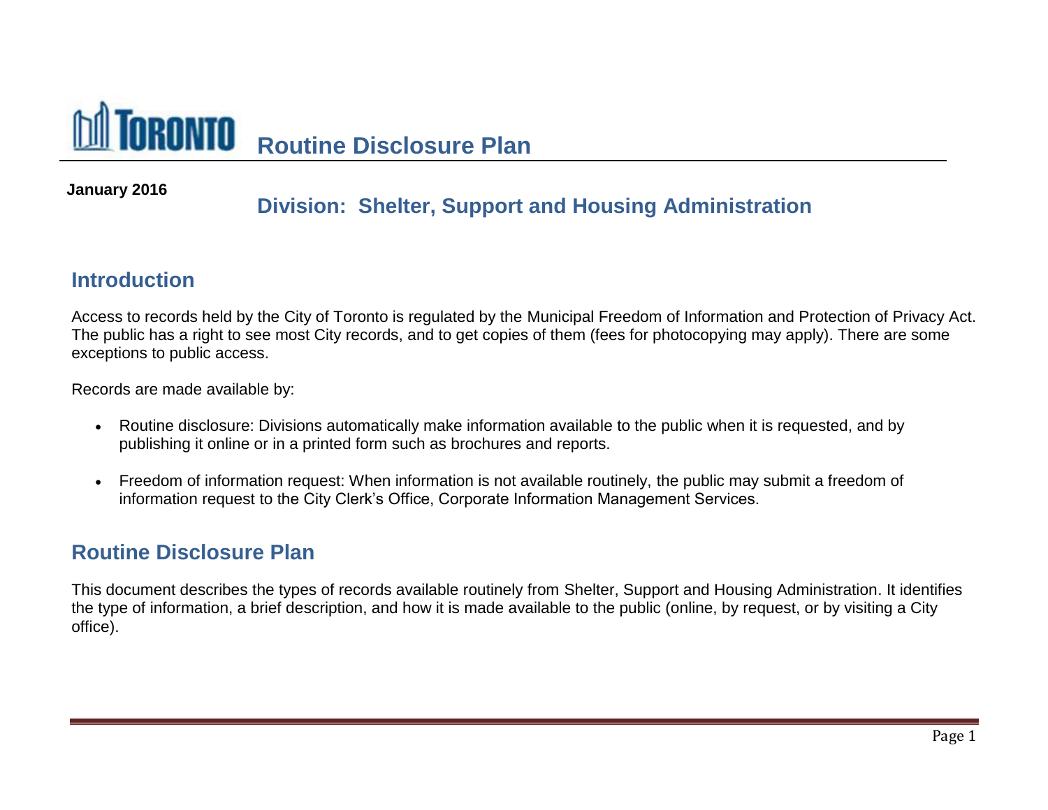# Routine Disclosure Plan

**January 2016**

## Division: Shelter, Support and Housing Administration

## Introduction

Access to records held by the City of Toronto is regulated by the Municipal Freedom of Information and Protection of Privacy Act. The public has a right to see most City records, and to get copies of them (fees for photocopying may apply). There are some exceptions to public access.

Records are made available by:

- Routine disclosure: Divisions automatically make information available to the public when it is requested, and by publishing it online or in a printed form such as brochures and reports.
- Freedom of information request: When information is not available routinely, the public may submit a freedom of information request to the City Clerk's Office, Corporate Information Management Services.

## Routine Disclosure Plan

This document describes the types of records available routinely from Shelter, Support and Housing Administration. It identifies the type of information, a brief description, and how it is made available to the public (online, by request, or by visiting a City office).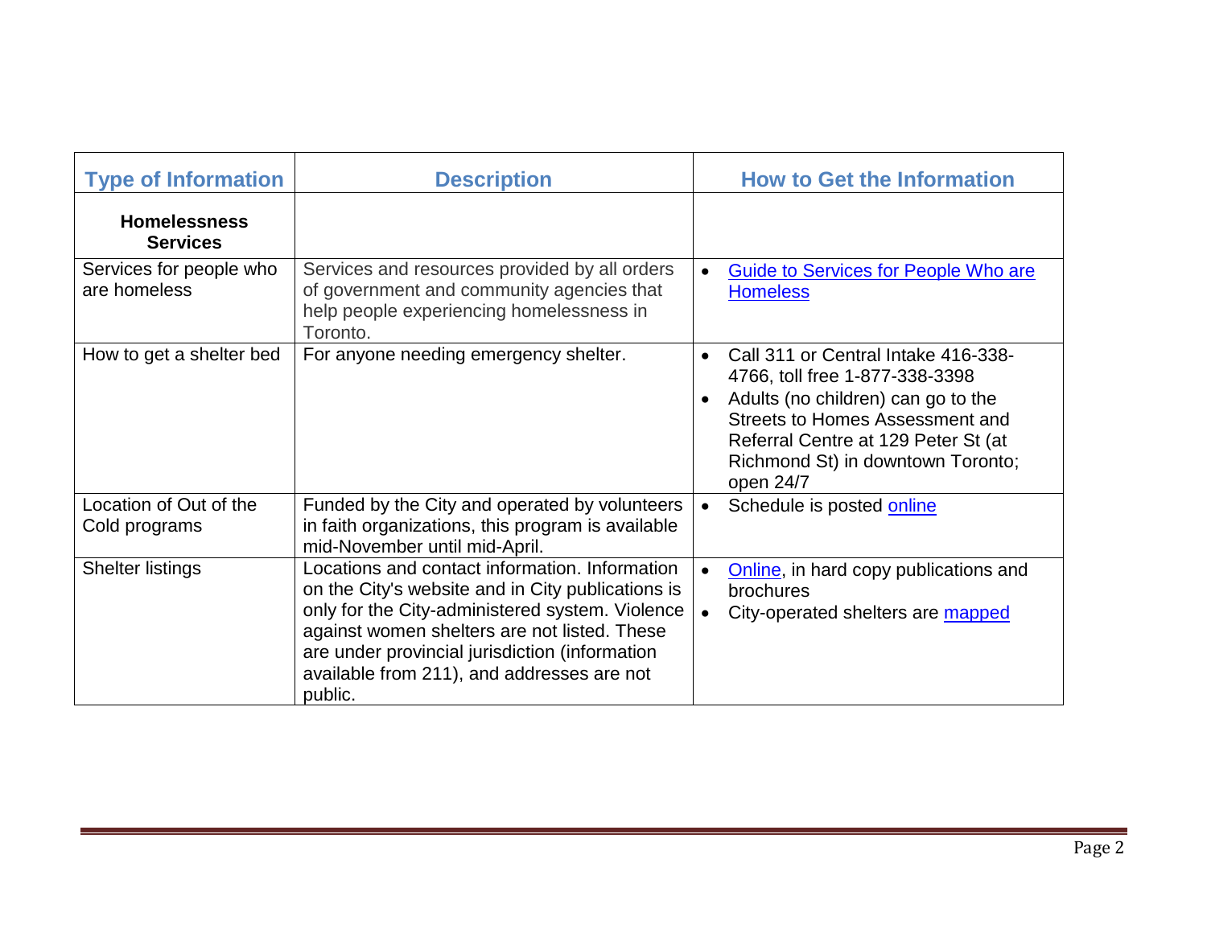| Type of Information | Description | How to Get the Information |
|---|---|---|
| **Homelessness Services** | | |
| Services for people who are homeless | Services and resources provided by all orders of government and community agencies that help people experiencing homelessness in Toronto. | • Guide to Services for People Who are Homeless |
| How to get a shelter bed | For anyone needing emergency shelter. | • Call 311 or Central Intake 416-338-4766, toll free 1-877-338-3398<br>• Adults (no children) can go to the Streets to Homes Assessment and Referral Centre at 129 Peter St (at Richmond St) in downtown Toronto; open 24/7 |
| Location of Out of the Cold programs | Funded by the City and operated by volunteers in faith organizations, this program is available mid-November until mid-April. | • Schedule is posted online |
| Shelter listings | Locations and contact information. Information on the City's website and in City publications is only for the City-administered system. Violence against women shelters are not listed. These are under provincial jurisdiction (information available from 211), and addresses are not public. | • Online, in hard copy publications and brochures<br>• City-operated shelters are mapped |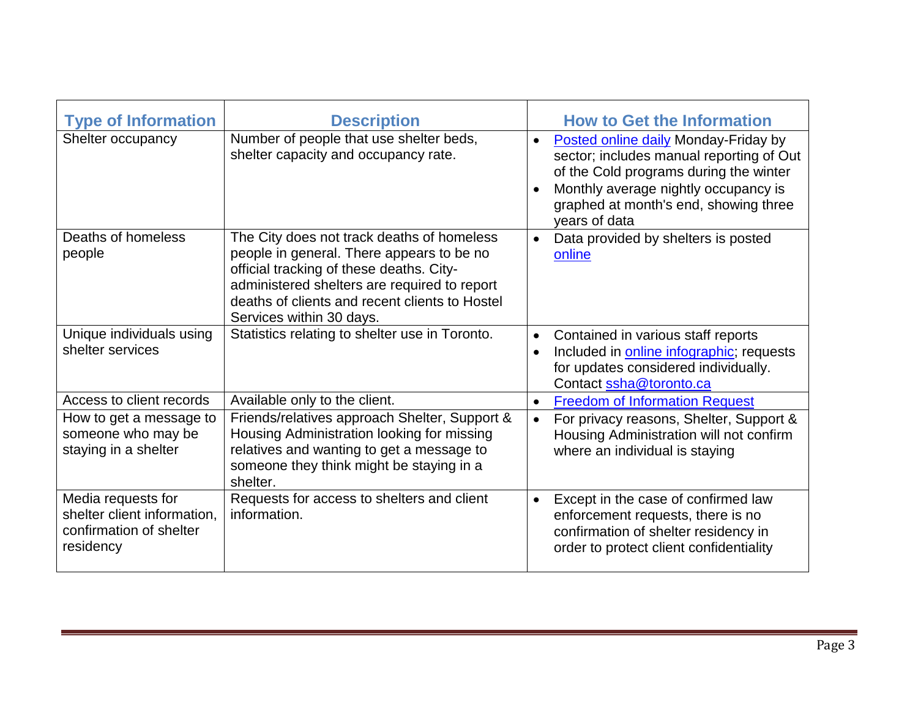| Type of Information | Description | How to Get the Information |
|---|---|---|
| Shelter occupancy | Number of people that use shelter beds, shelter capacity and occupancy rate. | • Posted online daily Monday-Friday by sector; includes manual reporting of Out of the Cold programs during the winter<br>• Monthly average nightly occupancy is graphed at month's end, showing three years of data |
| Deaths of homeless people | The City does not track deaths of homeless people in general. There appears to be no official tracking of these deaths. City-administered shelters are required to report deaths of clients and recent clients to Hostel Services within 30 days. | • Data provided by shelters is posted online |
| Unique individuals using shelter services | Statistics relating to shelter use in Toronto. | • Contained in various staff reports<br>• Included in online infographic; requests for updates considered individually. Contact ssha@toronto.ca |
| Access to client records | Available only to the client. | • Freedom of Information Request |
| How to get a message to someone who may be staying in a shelter | Friends/relatives approach Shelter, Support & Housing Administration looking for missing relatives and wanting to get a message to someone they think might be staying in a shelter. | • For privacy reasons, Shelter, Support & Housing Administration will not confirm where an individual is staying |
| Media requests for shelter client information, confirmation of shelter residency | Requests for access to shelters and client information. | • Except in the case of confirmed law enforcement requests, there is no confirmation of shelter residency in order to protect client confidentiality |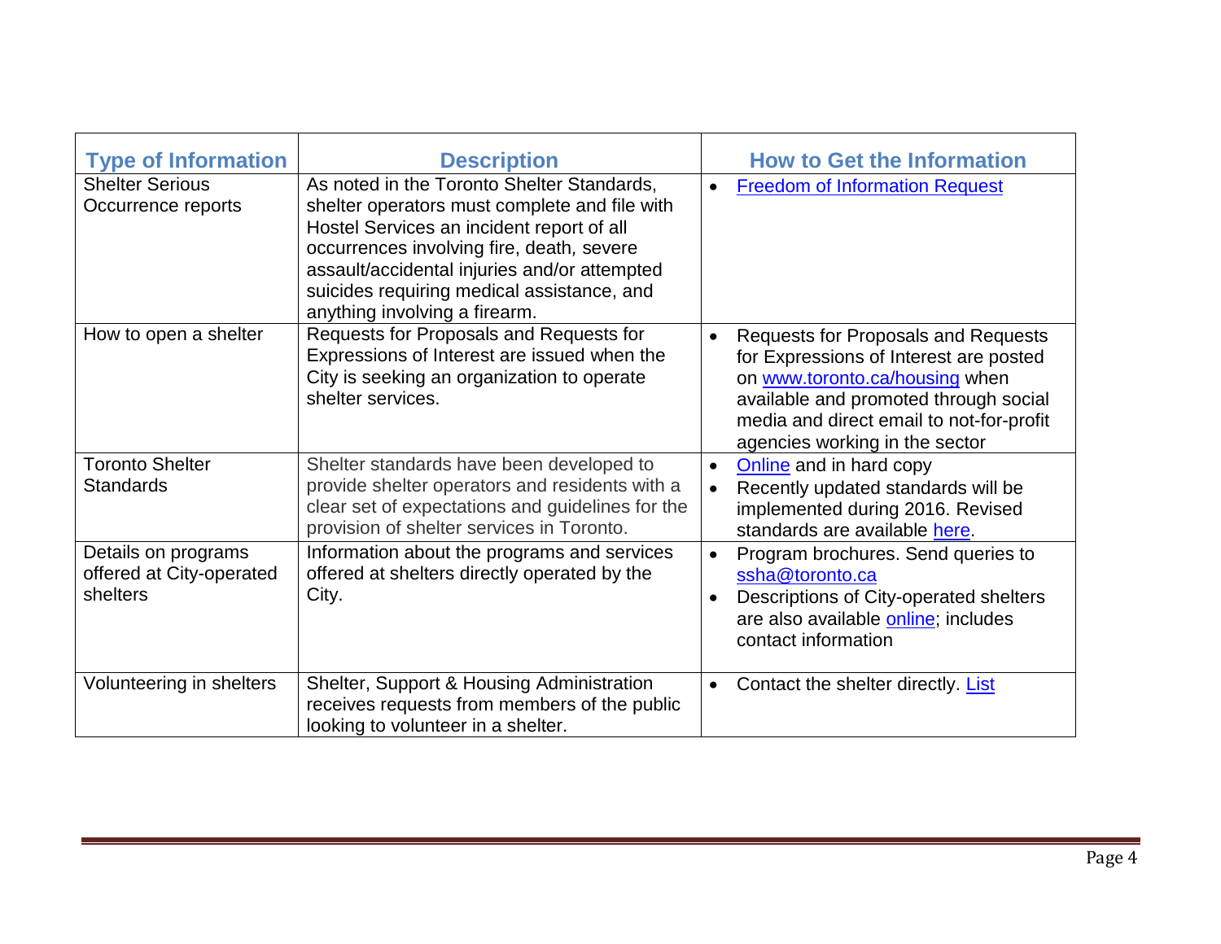| Type of Information | Description | How to Get the Information |
|---|---|---|
| Shelter Serious Occurrence reports | As noted in the Toronto Shelter Standards, shelter operators must complete and file with Hostel Services an incident report of all occurrences involving fire, death, severe assault/accidental injuries and/or attempted suicides requiring medical assistance, and anything involving a firearm. | • Freedom of Information Request |
| How to open a shelter | Requests for Proposals and Requests for Expressions of Interest are issued when the City is seeking an organization to operate shelter services. | • Requests for Proposals and Requests for Expressions of Interest are posted on www.toronto.ca/housing when available and promoted through social media and direct email to not-for-profit agencies working in the sector |
| Toronto Shelter Standards | Shelter standards have been developed to provide shelter operators and residents with a clear set of expectations and guidelines for the provision of shelter services in Toronto. | • Online and in hard copy<br>• Recently updated standards will be implemented during 2016. Revised standards are available here. |
| Details on programs offered at City-operated shelters | Information about the programs and services offered at shelters directly operated by the City. | • Program brochures. Send queries to ssha@toronto.ca<br>• Descriptions of City-operated shelters are also available online; includes contact information |
| Volunteering in shelters | Shelter, Support & Housing Administration receives requests from members of the public looking to volunteer in a shelter. | • Contact the shelter directly. List |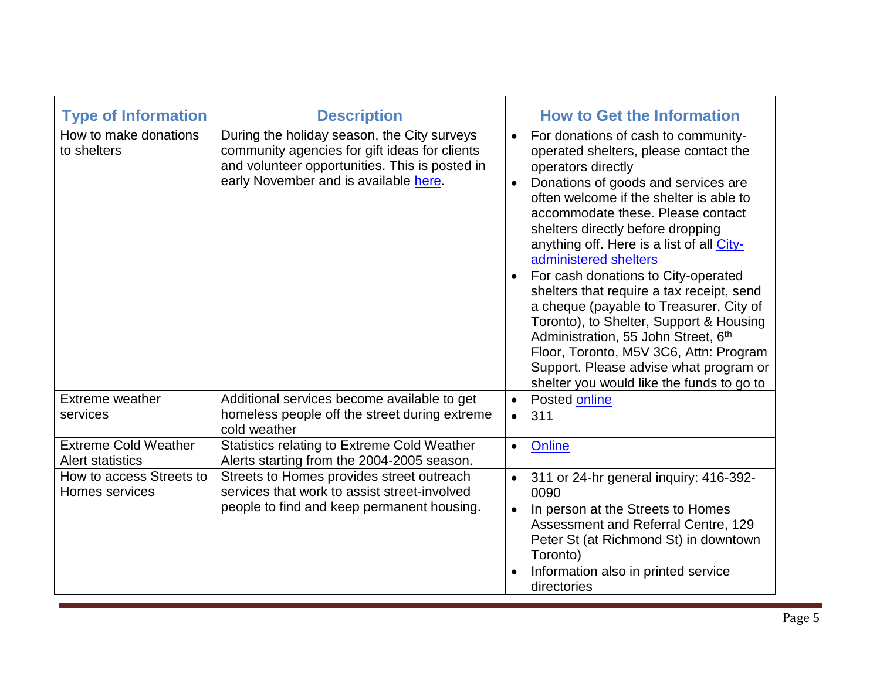| Type of Information | Description | How to Get the Information |
|---|---|---|
| How to make donations to shelters | During the holiday season, the City surveys community agencies for gift ideas for clients and volunteer opportunities. This is posted in early November and is available here. | • For donations of cash to community-operated shelters, please contact the operators directly<br>• Donations of goods and services are often welcome if the shelter is able to accommodate these. Please contact shelters directly before dropping anything off. Here is a list of all City-administered shelters<br>• For cash donations to City-operated shelters that require a tax receipt, send a cheque (payable to Treasurer, City of Toronto), to Shelter, Support & Housing Administration, 55 John Street, 6th Floor, Toronto, M5V 3C6, Attn: Program Support. Please advise what program or shelter you would like the funds to go to |
| Extreme weather services | Additional services become available to get homeless people off the street during extreme cold weather | • Posted online<br>• 311 |
| Extreme Cold Weather Alert statistics | Statistics relating to Extreme Cold Weather Alerts starting from the 2004-2005 season. | • Online |
| How to access Streets to Homes services | Streets to Homes provides street outreach services that work to assist street-involved people to find and keep permanent housing. | • 311 or 24-hr general inquiry: 416-392-0090<br>• In person at the Streets to Homes Assessment and Referral Centre, 129 Peter St (at Richmond St) in downtown Toronto)<br>• Information also in printed service directories |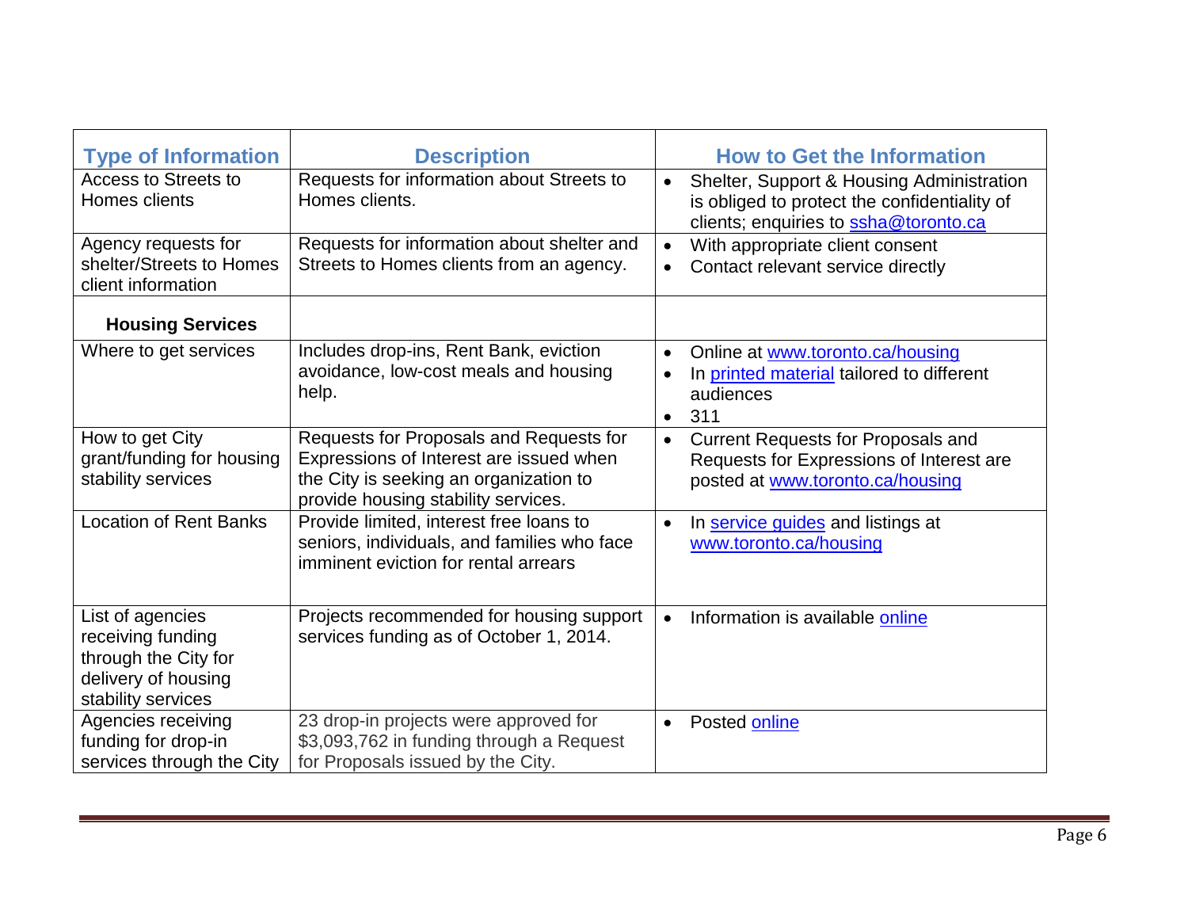| Type of Information | Description | How to Get the Information |
|---|---|---|
| Access to Streets to Homes clients | Requests for information about Streets to Homes clients. | • Shelter, Support & Housing Administration is obliged to protect the confidentiality of clients; enquiries to ssha@toronto.ca |
| Agency requests for shelter/Streets to Homes client information | Requests for information about shelter and Streets to Homes clients from an agency. | • With appropriate client consent<br>• Contact relevant service directly |
| **Housing Services** | | |
| Where to get services | Includes drop-ins, Rent Bank, eviction avoidance, low-cost meals and housing help. | • Online at www.toronto.ca/housing<br>• In printed material tailored to different audiences<br>• 311 |
| How to get City grant/funding for housing stability services | Requests for Proposals and Requests for Expressions of Interest are issued when the City is seeking an organization to provide housing stability services. | • Current Requests for Proposals and Requests for Expressions of Interest are posted at www.toronto.ca/housing |
| Location of Rent Banks | Provide limited, interest free loans to seniors, individuals, and families who face imminent eviction for rental arrears | • In service guides and listings at www.toronto.ca/housing |
| List of agencies receiving funding through the City for delivery of housing stability services | Projects recommended for housing support services funding as of October 1, 2014. | • Information is available online |
| Agencies receiving funding for drop-in services through the City | 23 drop-in projects were approved for $3,093,762 in funding through a Request for Proposals issued by the City. | • Posted online |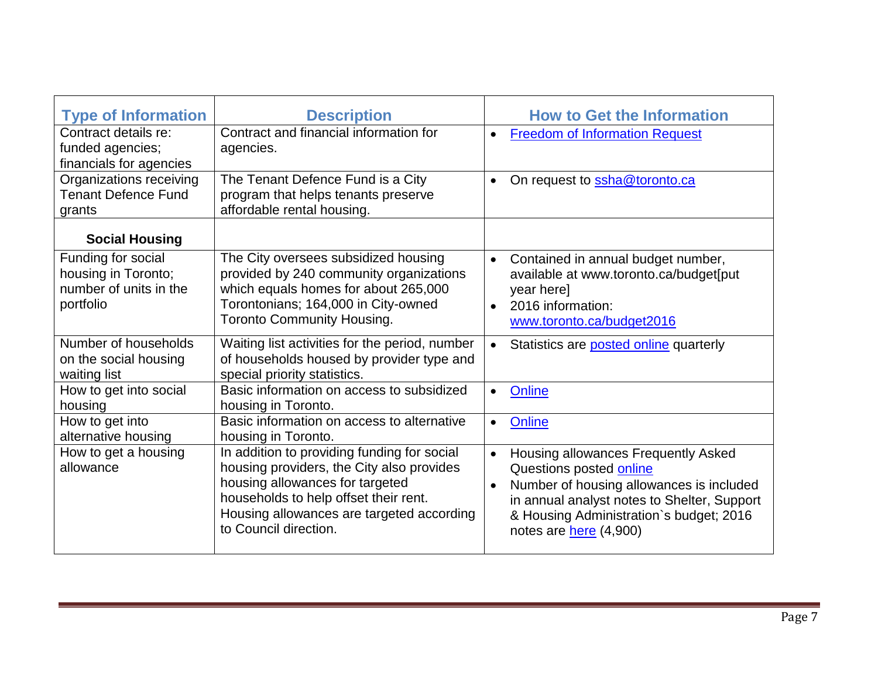| Type of Information | Description | How to Get the Information |
|---|---|---|
| Contract details re: funded agencies; financials for agencies | Contract and financial information for agencies. | • Freedom of Information Request |
| Organizations receiving Tenant Defence Fund grants | The Tenant Defence Fund is a City program that helps tenants preserve affordable rental housing. | • On request to ssha@toronto.ca |
| **Social Housing** | | |
| Funding for social housing in Toronto; number of units in the portfolio | The City oversees subsidized housing provided by 240 community organizations which equals homes for about 265,000 Torontonians; 164,000 in City-owned Toronto Community Housing. | • Contained in annual budget number, available at www.toronto.ca/budget[put year here]<br>• 2016 information: www.toronto.ca/budget2016 |
| Number of households on the social housing waiting list | Waiting list activities for the period, number of households housed by provider type and special priority statistics. | • Statistics are posted online quarterly |
| How to get into social housing | Basic information on access to subsidized housing in Toronto. | • Online |
| How to get into alternative housing | Basic information on access to alternative housing in Toronto. | • Online |
| How to get a housing allowance | In addition to providing funding for social housing providers, the City also provides housing allowances for targeted households to help offset their rent. Housing allowances are targeted according to Council direction. | • Housing allowances Frequently Asked Questions posted online<br>• Number of housing allowances is included in annual analyst notes to Shelter, Support & Housing Administration`s budget; 2016 notes are here (4,900) |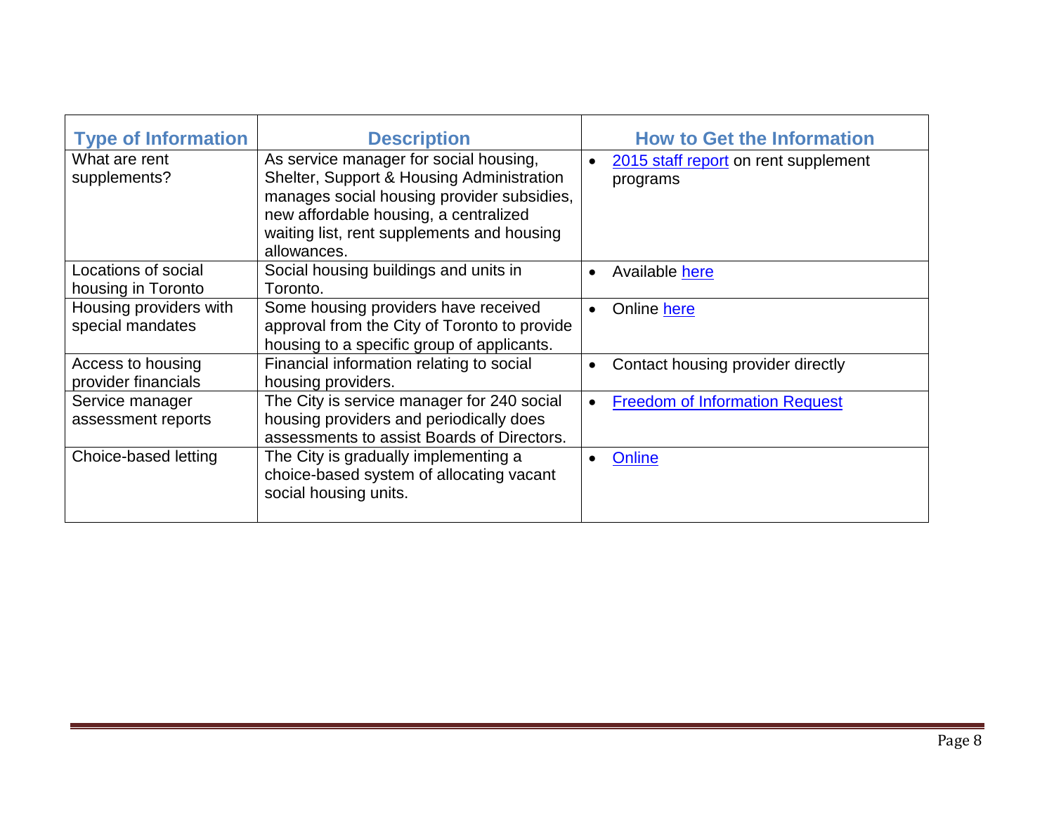| Type of Information | Description | How to Get the Information |
| --- | --- | --- |
| What are rent supplements? | As service manager for social housing, Shelter, Support & Housing Administration manages social housing provider subsidies, new affordable housing, a centralized waiting list, rent supplements and housing allowances. | • 2015 staff report on rent supplement programs |
| Locations of social housing in Toronto | Social housing buildings and units in Toronto. | • Available here |
| Housing providers with special mandates | Some housing providers have received approval from the City of Toronto to provide housing to a specific group of applicants. | • Online here |
| Access to housing provider financials | Financial information relating to social housing providers. | • Contact housing provider directly |
| Service manager assessment reports | The City is service manager for 240 social housing providers and periodically does assessments to assist Boards of Directors. | • Freedom of Information Request |
| Choice-based letting | The City is gradually implementing a choice-based system of allocating vacant social housing units. | • Online |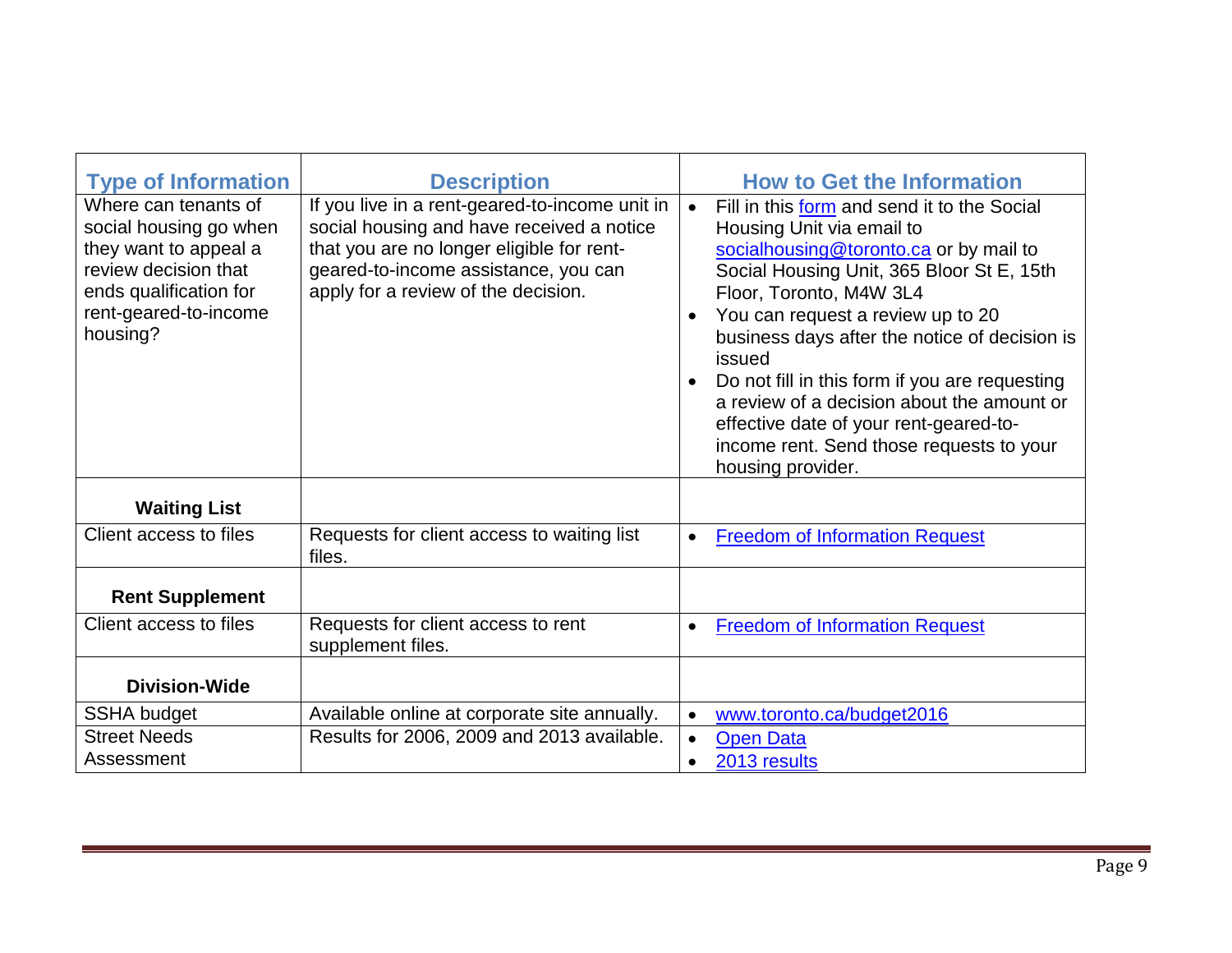| Type of Information | Description | How to Get the Information |
|---|---|---|
| Where can tenants of social housing go when they want to appeal a review decision that ends qualification for rent-geared-to-income housing? | If you live in a rent-geared-to-income unit in social housing and have received a notice that you are no longer eligible for rent-geared-to-income assistance, you can apply for a review of the decision. | • Fill in this form and send it to the Social Housing Unit via email to socialhousing@toronto.ca or by mail to Social Housing Unit, 365 Bloor St E, 15th Floor, Toronto, M4W 3L4<br>• You can request a review up to 20 business days after the notice of decision is issued<br>• Do not fill in this form if you are requesting a review of a decision about the amount or effective date of your rent-geared-to-income rent. Send those requests to your housing provider. |
| **Waiting List** | | |
| Client access to files | Requests for client access to waiting list files. | • Freedom of Information Request |
| **Rent Supplement** | | |
| Client access to files | Requests for client access to rent supplement files. | • Freedom of Information Request |
| **Division-Wide** | | |
| SSHA budget | Available online at corporate site annually. | • www.toronto.ca/budget2016 |
| Street Needs Assessment | Results for 2006, 2009 and 2013 available. | • Open Data<br>• 2013 results |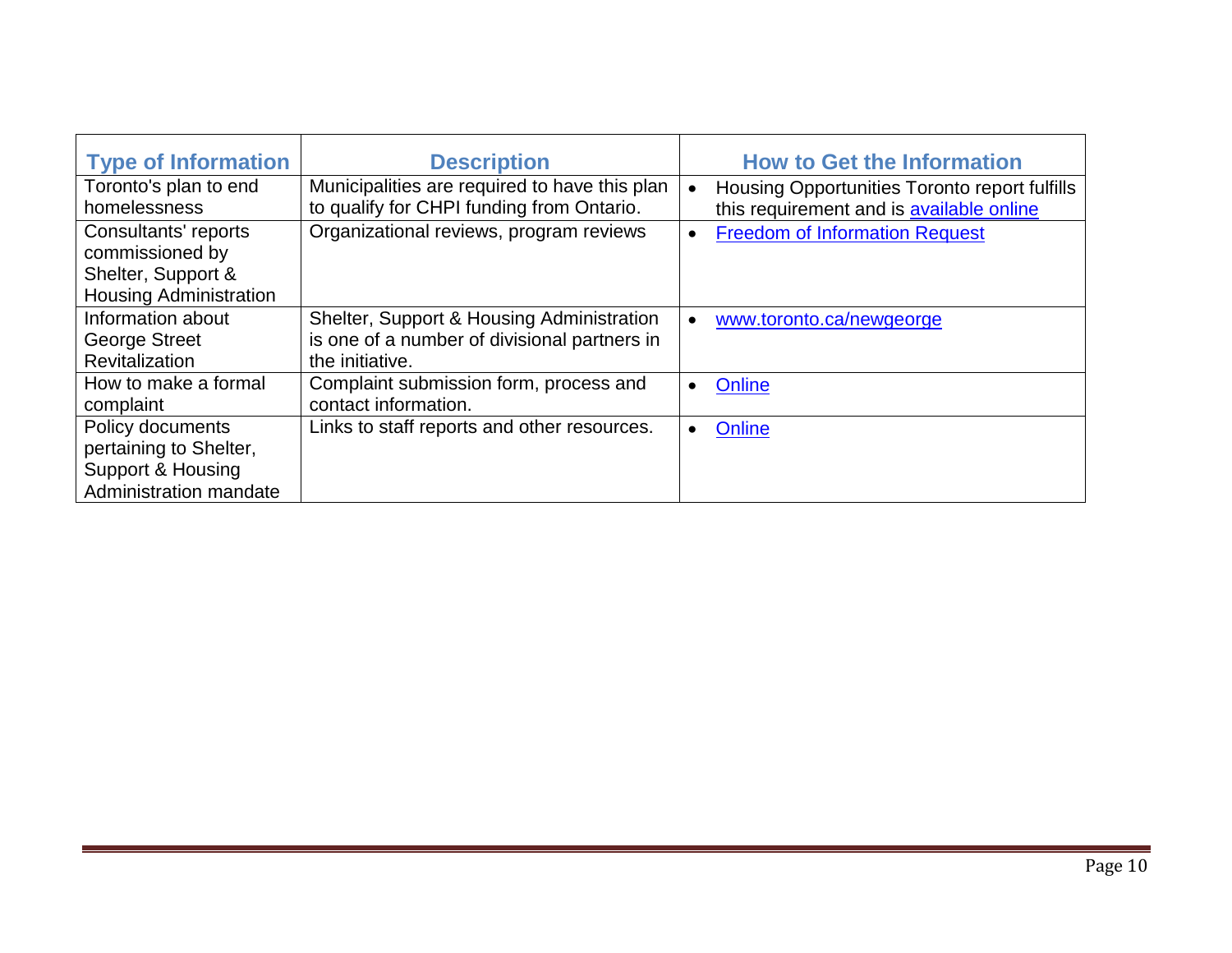| Type of Information | Description | How to Get the Information |
|---|---|---|
| Toronto's plan to end homelessness | Municipalities are required to have this plan to qualify for CHPI funding from Ontario. | • Housing Opportunities Toronto report fulfills this requirement and is available online |
| Consultants' reports commissioned by Shelter, Support & Housing Administration | Organizational reviews, program reviews | • Freedom of Information Request |
| Information about George Street Revitalization | Shelter, Support & Housing Administration is one of a number of divisional partners in the initiative. | • www.toronto.ca/newgeorge |
| How to make a formal complaint | Complaint submission form, process and contact information. | • Online |
| Policy documents pertaining to Shelter, Support & Housing Administration mandate | Links to staff reports and other resources. | • Online |